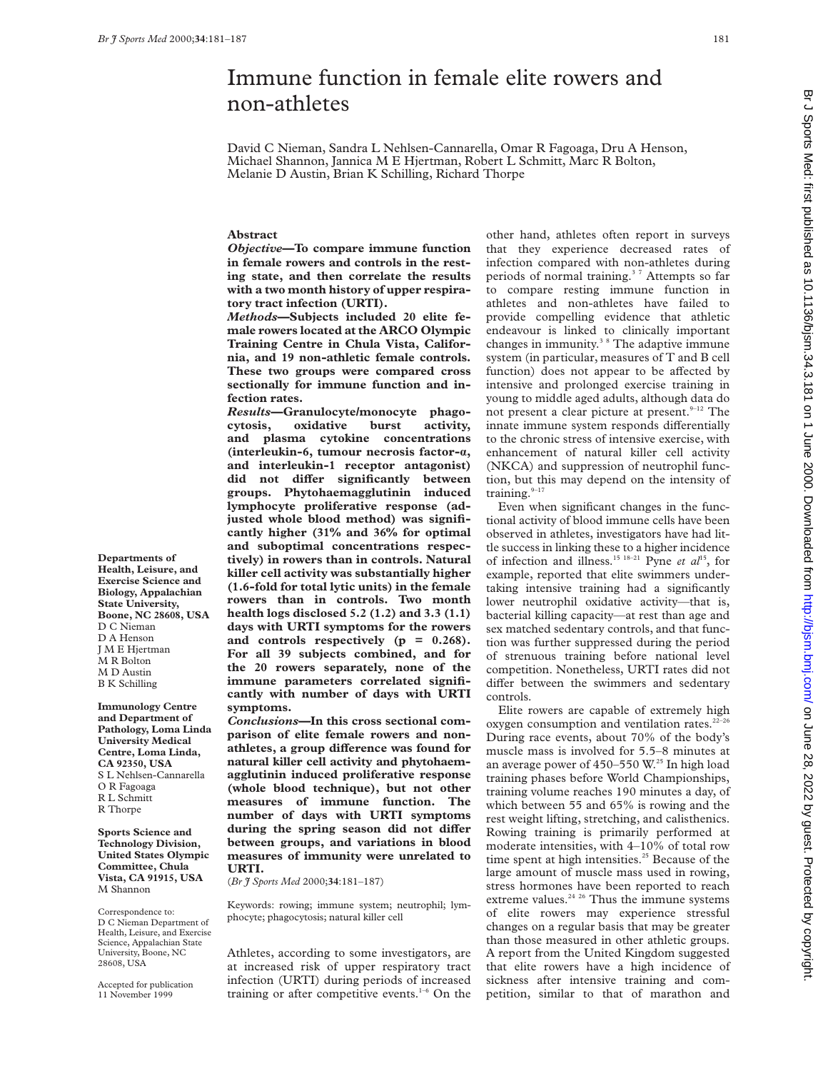# Immune function in female elite rowers and non-athletes

David C Nieman, Sandra L Nehlsen-Cannarella, Omar R Fagoaga, Dru A Henson, Michael Shannon, Jannica M E Hjertman, Robert L Schmitt, Marc R Bolton, Melanie D Austin, Brian K Schilling, Richard Thorpe

## Abstract

***Objective*—To compare immune function in female rowers and controls in the resting state, and then correlate the results with a two month history of upper respiratory tract infection (URTI).**

***Methods*—Subjects included 20 elite female rowers located at the ARCO Olympic Training Centre in Chula Vista, California, and 19 non-athletic female controls. These two groups were compared cross sectionally for immune function and infection rates.**

***Results*—Granulocyte/monocyte phagocytosis, oxidative burst activity, and plasma cytokine concentrations (interleukin-6, tumour necrosis factor-α, and interleukin-1 receptor antagonist) did not differ significantly between groups. Phytohaemagglutinin induced lymphocyte proliferative response (adjusted whole blood method) was significantly higher (31% and 36% for optimal and suboptimal concentrations respectively) in rowers than in controls. Natural killer cell activity was substantially higher (1.6-fold for total lytic units) in the female rowers than in controls. Two month health logs disclosed 5.2 (1.2) and 3.3 (1.1) days with URTI symptoms for the rowers and controls respectively (p = 0.268). For all 39 subjects combined, and for the 20 rowers separately, none of the immune parameters correlated significantly with number of days with URTI symptoms.**

***Conclusions*—In this cross sectional comparison of elite female rowers and non-athletes, a group difference was found for natural killer cell activity and phytohaemagglutinin induced proliferative response (whole blood technique), but not other measures of immune function. The number of days with URTI symptoms during the spring season did not differ between groups, and variations in blood measures of immunity were unrelated to URTI.**

(*Br J Sports Med* 2000;**34**:181–187)

Keywords: rowing; immune system; neutrophil; lymphocyte; phagocytosis; natural killer cell

**Departments of Health, Leisure, and Exercise Science and Biology, Appalachian State University, Boone, NC 28608, USA**
D C Nieman
D A Henson
J M E Hjertman
M R Bolton
M D Austin
B K Schilling

**Immunology Centre and Department of Pathology, Loma Linda University Medical Centre, Loma Linda, CA 92350, USA**
S L Nehlsen-Cannarella
O R Fagoaga
R L Schmitt
R Thorpe

**Sports Science and Technology Division, United States Olympic Committee, Chula Vista, CA 91915, USA**
M Shannon

Correspondence to: D C Nieman Department of Health, Leisure, and Exercise Science, Appalachian State University, Boone, NC 28608, USA

Accepted for publication 11 November 1999

Athletes, according to some investigators, are at increased risk of upper respiratory tract infection (URTI) during periods of increased training or after competitive events.[1–6] On the other hand, athletes often report in surveys that they experience decreased rates of infection compared with non-athletes during periods of normal training.[3 7] Attempts so far to compare resting immune function in athletes and non-athletes have failed to provide compelling evidence that athletic endeavour is linked to clinically important changes in immunity.[3 8] The adaptive immune system (in particular, measures of T and B cell function) does not appear to be affected by intensive and prolonged exercise training in young to middle aged adults, although data do not present a clear picture at present.[9–12] The innate immune system responds differentially to the chronic stress of intensive exercise, with enhancement of natural killer cell activity (NKCA) and suppression of neutrophil function, but this may depend on the intensity of training.[9–17]

Even when significant changes in the functional activity of blood immune cells have been observed in athletes, investigators have had little success in linking these to a higher incidence of infection and illness.[15 18–21] Pyne *et al*[15], for example, reported that elite swimmers undertaking intensive training had a significantly lower neutrophil oxidative activity—that is, bacterial killing capacity—at rest than age and sex matched sedentary controls, and that function was further suppressed during the period of strenuous training before national level competition. Nonetheless, URTI rates did not differ between the swimmers and sedentary controls.

Elite rowers are capable of extremely high oxygen consumption and ventilation rates.[22–26] During race events, about 70% of the body's muscle mass is involved for 5.5–8 minutes at an average power of 450–550 W.[25] In high load training phases before World Championships, training volume reaches 190 minutes a day, of which between 55 and 65% is rowing and the rest weight lifting, stretching, and calisthenics. Rowing training is primarily performed at moderate intensities, with 4–10% of total row time spent at high intensities.[25] Because of the large amount of muscle mass used in rowing, stress hormones have been reported to reach extreme values.[24 26] Thus the immune systems of elite rowers may experience stressful changes on a regular basis that may be greater than those measured in other athletic groups. A report from the United Kingdom suggested that elite rowers have a high incidence of sickness after intensive training and competition, similar to that of marathon and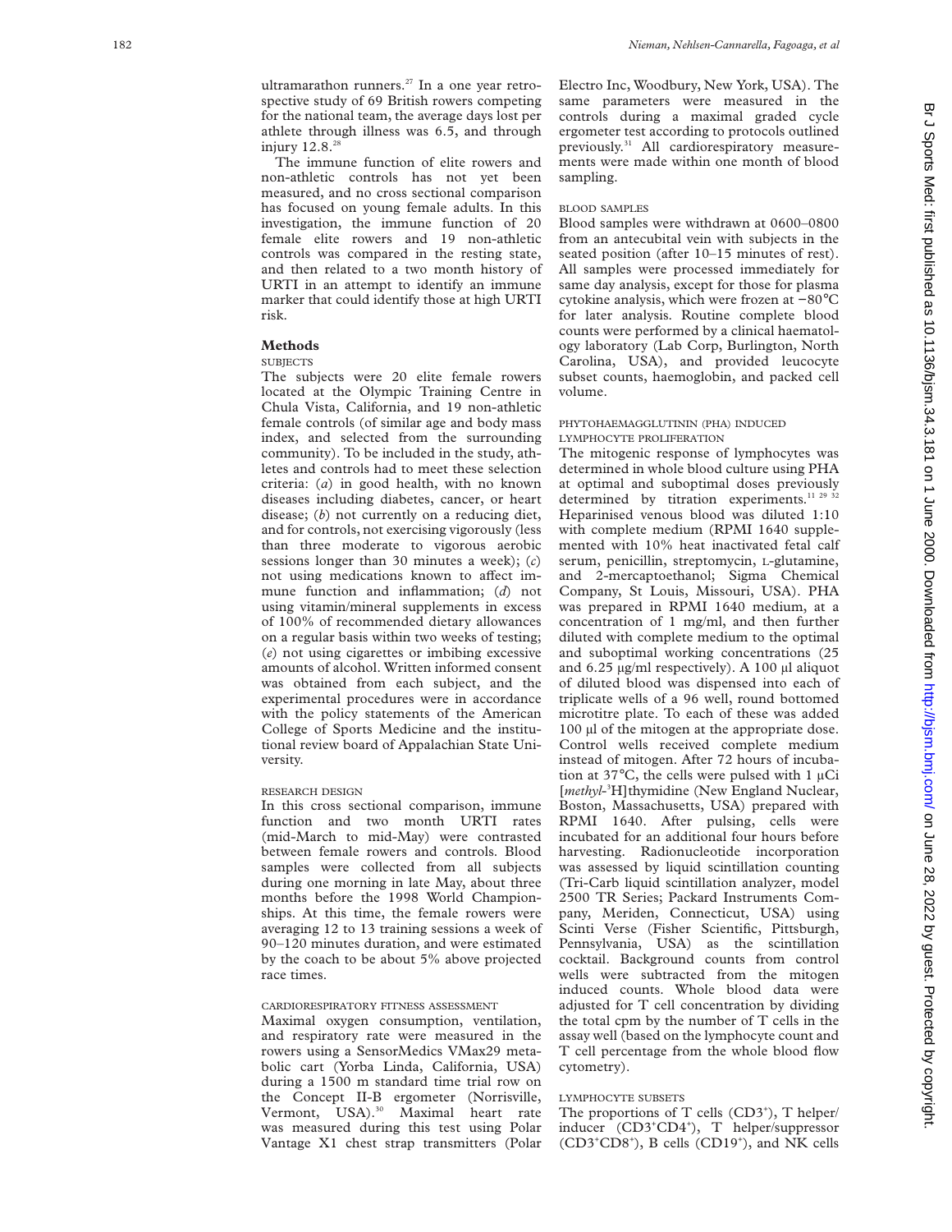ultramarathon runners.[27] In a one year retrospective study of 69 British rowers competing for the national team, the average days lost per athlete through illness was 6.5, and through injury 12.8.[28]

The immune function of elite rowers and non-athletic controls has not yet been measured, and no cross sectional comparison has focused on young female adults. In this investigation, the immune function of 20 female elite rowers and 19 non-athletic controls was compared in the resting state, and then related to a two month history of URTI in an attempt to identify an immune marker that could identify those at high URTI risk.

## Methods

### SUBJECTS

The subjects were 20 elite female rowers located at the Olympic Training Centre in Chula Vista, California, and 19 non-athletic female controls (of similar age and body mass index, and selected from the surrounding community). To be included in the study, athletes and controls had to meet these selection criteria: (*a*) in good health, with no known diseases including diabetes, cancer, or heart disease; (*b*) not currently on a reducing diet, and for controls, not exercising vigorously (less than three moderate to vigorous aerobic sessions longer than 30 minutes a week); (*c*) not using medications known to affect immune function and inflammation; (*d*) not using vitamin/mineral supplements in excess of 100% of recommended dietary allowances on a regular basis within two weeks of testing; (*e*) not using cigarettes or imbibing excessive amounts of alcohol. Written informed consent was obtained from each subject, and the experimental procedures were in accordance with the policy statements of the American College of Sports Medicine and the institutional review board of Appalachian State University.

### RESEARCH DESIGN

In this cross sectional comparison, immune function and two month URTI rates (mid-March to mid-May) were contrasted between female rowers and controls. Blood samples were collected from all subjects during one morning in late May, about three months before the 1998 World Championships. At this time, the female rowers were averaging 12 to 13 training sessions a week of 90–120 minutes duration, and were estimated by the coach to be about 5% above projected race times.

### CARDIORESPIRATORY FITNESS ASSESSMENT

Maximal oxygen consumption, ventilation, and respiratory rate were measured in the rowers using a SensorMedics VMax29 metabolic cart (Yorba Linda, California, USA) during a 1500 m standard time trial row on the Concept II-B ergometer (Norrisville, Vermont, USA).[30] Maximal heart rate was measured during this test using Polar Vantage X1 chest strap transmitters (Polar Electro Inc, Woodbury, New York, USA). The same parameters were measured in the controls during a maximal graded cycle ergometer test according to protocols outlined previously.[31] All cardiorespiratory measurements were made within one month of blood sampling.

### BLOOD SAMPLES

Blood samples were withdrawn at 0600–0800 from an antecubital vein with subjects in the seated position (after 10–15 minutes of rest). All samples were processed immediately for same day analysis, except for those for plasma cytokine analysis, which were frozen at −80°C for later analysis. Routine complete blood counts were performed by a clinical haematology laboratory (Lab Corp, Burlington, North Carolina, USA), and provided leucocyte subset counts, haemoglobin, and packed cell volume.

### PHYTOHAEMAGGLUTININ (PHA) INDUCED LYMPHOCYTE PROLIFERATION

The mitogenic response of lymphocytes was determined in whole blood culture using PHA at optimal and suboptimal doses previously determined by titration experiments.[11 29 32] Heparinised venous blood was diluted 1:10 with complete medium (RPMI 1640 supplemented with 10% heat inactivated fetal calf serum, penicillin, streptomycin, L-glutamine, and 2-mercaptoethanol; Sigma Chemical Company, St Louis, Missouri, USA). PHA was prepared in RPMI 1640 medium, at a concentration of 1 mg/ml, and then further diluted with complete medium to the optimal and suboptimal working concentrations (25 and 6.25 μg/ml respectively). A 100 μl aliquot of diluted blood was dispensed into each of triplicate wells of a 96 well, round bottomed microtitre plate. To each of these was added 100 μl of the mitogen at the appropriate dose. Control wells received complete medium instead of mitogen. After 72 hours of incubation at 37°C, the cells were pulsed with 1 μCi [*methyl*-$^{3}$H]thymidine (New England Nuclear, Boston, Massachusetts, USA) prepared with RPMI 1640. After pulsing, cells were incubated for an additional four hours before harvesting. Radionucleotide incorporation was assessed by liquid scintillation counting (Tri-Carb liquid scintillation analyzer, model 2500 TR Series; Packard Instruments Company, Meriden, Connecticut, USA) using Scinti Verse (Fisher Scientific, Pittsburgh, Pennsylvania, USA) as the scintillation cocktail. Background counts from control wells were subtracted from the mitogen induced counts. Whole blood data were adjusted for T cell concentration by dividing the total cpm by the number of T cells in the assay well (based on the lymphocyte count and T cell percentage from the whole blood flow cytometry).

### LYMPHOCYTE SUBSETS

The proportions of T cells (CD3$^{+}$), T helper/inducer (CD3$^{+}$CD4$^{+}$), T helper/suppressor (CD3$^{+}$CD8$^{+}$), B cells (CD19$^{+}$), and NK cells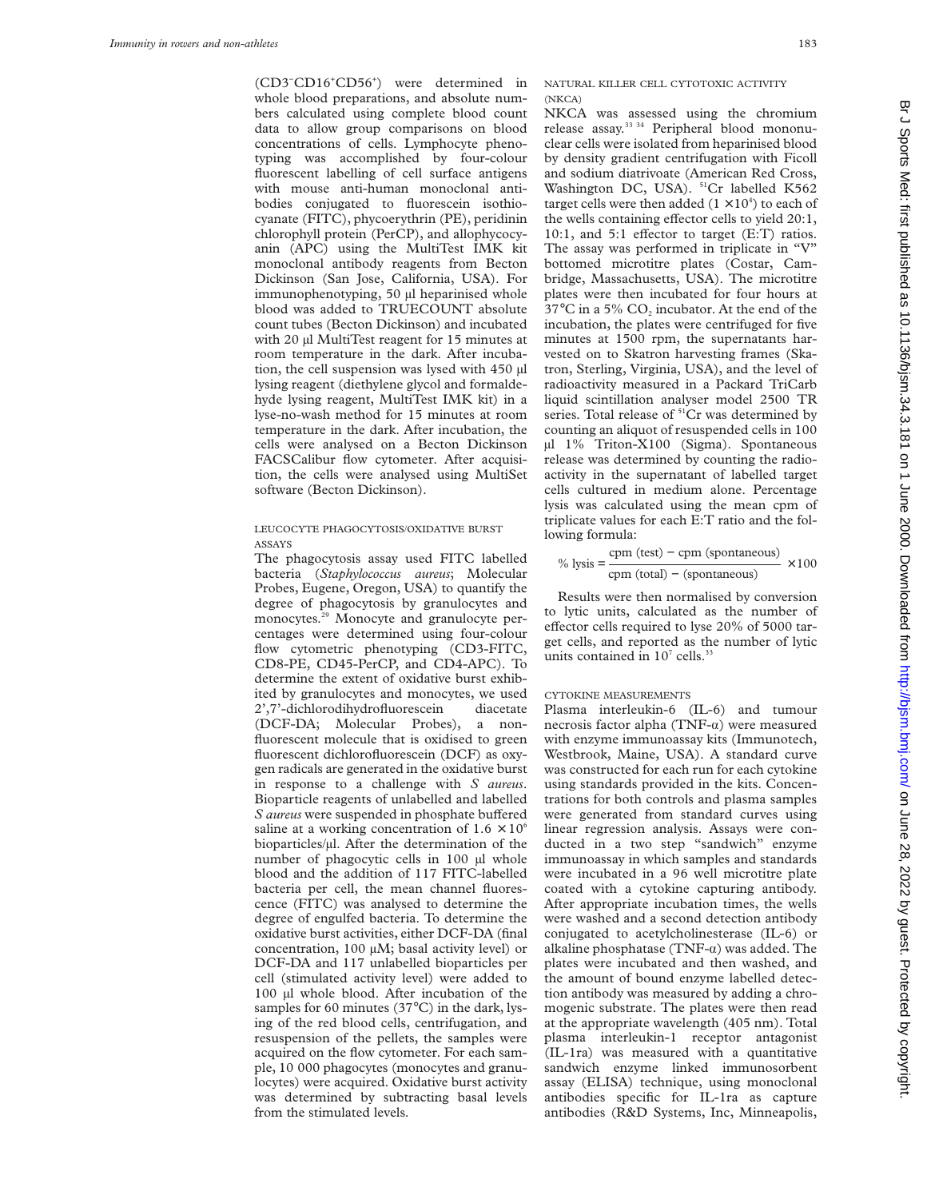($CD3^-CD16^+CD56^+$) were determined in whole blood preparations, and absolute numbers calculated using complete blood count data to allow group comparisons on blood concentrations of cells. Lymphocyte phenotyping was accomplished by four-colour fluorescent labelling of cell surface antigens with mouse anti-human monoclonal antibodies conjugated to fluorescein isothiocyanate (FITC), phycoerythrin (PE), peridinin chlorophyll protein (PerCP), and allophycocyanin (APC) using the MultiTest IMK kit monoclonal antibody reagents from Becton Dickinson (San Jose, California, USA). For immunophenotyping, 50 µl heparinised whole blood was added to TRUECOUNT absolute count tubes (Becton Dickinson) and incubated with 20 µl MultiTest reagent for 15 minutes at room temperature in the dark. After incubation, the cell suspension was lysed with 450 µl lysing reagent (diethylene glycol and formaldehyde lysing reagent, MultiTest IMK kit) in a lyse-no-wash method for 15 minutes at room temperature in the dark. After incubation, the cells were analysed on a Becton Dickinson FACSCalibur flow cytometer. After acquisition, the cells were analysed using MultiSet software (Becton Dickinson).

### LEUCOCYTE PHAGOCYTOSIS/OXIDATIVE BURST ASSAYS

The phagocytosis assay used FITC labelled bacteria (*Staphylococcus aureus*; Molecular Probes, Eugene, Oregon, USA) to quantify the degree of phagocytosis by granulocytes and monocytes.[29] Monocyte and granulocyte percentages were determined using four-colour flow cytometric phenotyping (CD3-FITC, CD8-PE, CD45-PerCP, and CD4-APC). To determine the extent of oxidative burst exhibited by granulocytes and monocytes, we used 2',7'-dichlorodihydrofluorescein diacetate (DCF-DA; Molecular Probes), a nonfluorescent molecule that is oxidised to green fluorescent dichlorofluorescein (DCF) as oxygen radicals are generated in the oxidative burst in response to a challenge with *S aureus*. Bioparticle reagents of unlabelled and labelled *S aureus* were suspended in phosphate buffered saline at a working concentration of $1.6 \times 10^6$ bioparticles/µl. After the determination of the number of phagocytic cells in 100 µl whole blood and the addition of 117 FITC-labelled bacteria per cell, the mean channel fluorescence (FITC) was analysed to determine the degree of engulfed bacteria. To determine the oxidative burst activities, either DCF-DA (final concentration, 100 µM; basal activity level) or DCF-DA and 117 unlabelled bioparticles per cell (stimulated activity level) were added to 100 µl whole blood. After incubation of the samples for 60 minutes (37°C) in the dark, lysing of the red blood cells, centrifugation, and resuspension of the pellets, the samples were acquired on the flow cytometer. For each sample, 10 000 phagocytes (monocytes and granulocytes) were acquired. Oxidative burst activity was determined by subtracting basal levels from the stimulated levels.

### NATURAL KILLER CELL CYTOTOXIC ACTIVITY (NKCA)

NKCA was assessed using the chromium release assay.[33 34] Peripheral blood mononuclear cells were isolated from heparinised blood by density gradient centrifugation with Ficoll and sodium diatrivoate (American Red Cross, Washington DC, USA). $^{51}$Cr labelled K562 target cells were then added ($1 \times 10^4$) to each of the wells containing effector cells to yield 20:1, 10:1, and 5:1 effector to target (E:T) ratios. The assay was performed in triplicate in "V" bottomed microtitre plates (Costar, Cambridge, Massachusetts, USA). The microtitre plates were then incubated for four hours at 37°C in a 5% $CO_2$ incubator. At the end of the incubation, the plates were centrifuged for five minutes at 1500 rpm, the supernatants harvested on to Skatron harvesting frames (Skatron, Sterling, Virginia, USA), and the level of radioactivity measured in a Packard TriCarb liquid scintillation analyser model 2500 TR series. Total release of $^{51}$Cr was determined by counting an aliquot of resuspended cells in 100 µl 1% Triton-X100 (Sigma). Spontaneous release was determined by counting the radioactivity in the supernatant of labelled target cells cultured in medium alone. Percentage lysis was calculated using the mean cpm of triplicate values for each E:T ratio and the following formula:

$$\%\ \text{lysis} = \frac{\text{cpm (test)} - \text{cpm (spontaneous)}}{\text{cpm (total)} - \text{(spontaneous)}} \times 100$$

Results were then normalised by conversion to lytic units, calculated as the number of effector cells required to lyse 20% of 5000 target cells, and reported as the number of lytic units contained in $10^7$ cells.[33]

### CYTOKINE MEASUREMENTS

Plasma interleukin-6 (IL-6) and tumour necrosis factor alpha (TNF-α) were measured with enzyme immunoassay kits (Immunotech, Westbrook, Maine, USA). A standard curve was constructed for each run for each cytokine using standards provided in the kits. Concentrations for both controls and plasma samples were generated from standard curves using linear regression analysis. Assays were conducted in a two step "sandwich" enzyme immunoassay in which samples and standards were incubated in a 96 well microtitre plate coated with a cytokine capturing antibody. After appropriate incubation times, the wells were washed and a second detection antibody conjugated to acetylcholinesterase (IL-6) or alkaline phosphatase (TNF-α) was added. The plates were incubated and then washed, and the amount of bound enzyme labelled detection antibody was measured by adding a chromogenic substrate. The plates were then read at the appropriate wavelength (405 nm). Total plasma interleukin-1 receptor antagonist (IL-1ra) was measured with a quantitative sandwich enzyme linked immunosorbent assay (ELISA) technique, using monoclonal antibodies specific for IL-1ra as capture antibodies (R&D Systems, Inc, Minneapolis,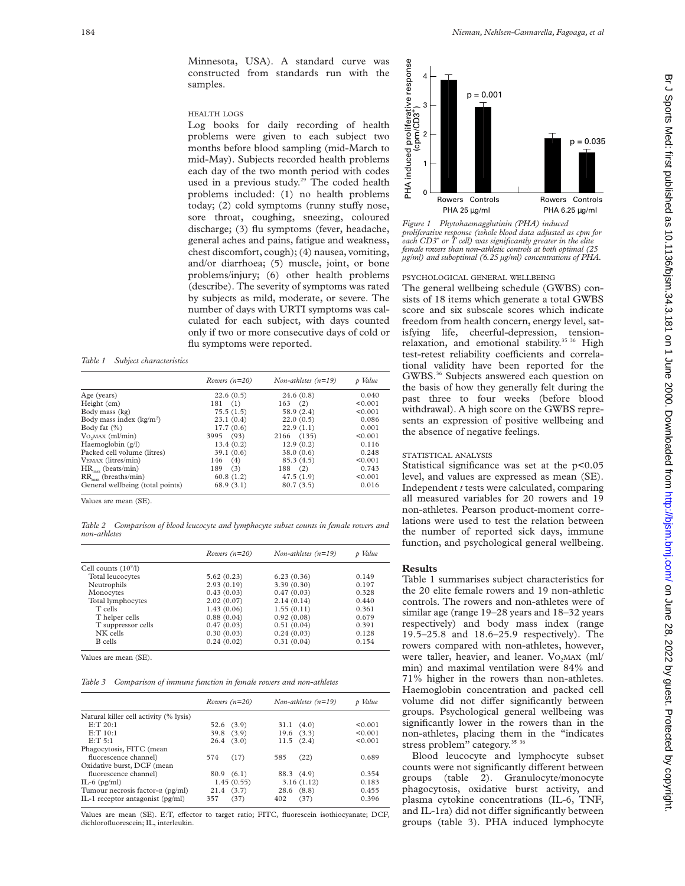Minnesota, USA). A standard curve was constructed from standards run with the samples.

### HEALTH LOGS

Log books for daily recording of health problems were given to each subject two months before blood sampling (mid-March to mid-May). Subjects recorded health problems each day of the two month period with codes used in a previous study.[29] The coded health problems included: (1) no health problems today; (2) cold symptoms (runny stuffy nose, sore throat, coughing, sneezing, coloured discharge); (3) flu symptoms (fever, headache, general aches and pains, fatigue and weakness, chest discomfort, cough); (4) nausea, vomiting, and/or diarrhoea; (5) muscle, joint, or bone problems/injury; (6) other health problems (describe). The severity of symptoms was rated by subjects as mild, moderate, or severe. The number of days with URTI symptoms was calculated for each subject, with days counted only if two or more consecutive days of cold or flu symptoms were reported.

*Table 1 Subject characteristics*

| | *Rowers (n=20)* | *Non-athletes (n=19)* | *p Value* |
|---|---|---|---|
| Age (years) | 22.6 (0.5) | 24.6 (0.8) | 0.040 |
| Height (cm) | 181 (1) | 163 (2) | <0.001 |
| Body mass (kg) | 75.5 (1.5) | 58.9 (2.4) | <0.001 |
| Body mass index (kg/m$^2$) | 23.1 (0.4) | 22.0 (0.5) | 0.086 |
| Body fat (%) | 17.7 (0.6) | 22.9 (1.1) | 0.001 |
| $Vo_2$MAX (ml/min) | 3995 (93) | 2166 (135) | <0.001 |
| Haemoglobin (g/l) | 13.4 (0.2) | 12.9 (0.2) | 0.116 |
| Packed cell volume (litres) | 39.1 (0.6) | 38.0 (0.6) | 0.248 |
| VEMAX (litres/min) | 146 (4) | 85.3 (4.5) | <0.001 |
| $HR_{max}$ (beats/min) | 189 (3) | 188 (2) | 0.743 |
| $RR_{max}$ (breaths/min) | 60.8 (1.2) | 47.5 (1.9) | <0.001 |
| General wellbeing (total points) | 68.9 (3.1) | 80.7 (3.5) | 0.016 |

Values are mean (SE).

*Table 2 Comparison of blood leucocyte and lymphocyte subset counts in female rowers and non-athletes*

| | *Rowers (n=20)* | *Non-athletes (n=19)* | *p Value* |
|---|---|---|---|
| Cell counts ($10^9$/l) | | | |
| Total leucocytes | 5.62 (0.23) | 6.23 (0.36) | 0.149 |
| Neutrophils | 2.93 (0.19) | 3.39 (0.30) | 0.197 |
| Monocytes | 0.43 (0.03) | 0.47 (0.03) | 0.328 |
| Total lymphocytes | 2.02 (0.07) | 2.14 (0.14) | 0.440 |
| T cells | 1.43 (0.06) | 1.55 (0.11) | 0.361 |
| T helper cells | 0.88 (0.04) | 0.92 (0.08) | 0.679 |
| T suppressor cells | 0.47 (0.03) | 0.51 (0.04) | 0.391 |
| NK cells | 0.30 (0.03) | 0.24 (0.03) | 0.128 |
| B cells | 0.24 (0.02) | 0.31 (0.04) | 0.154 |

Values are mean (SE).

*Table 3 Comparison of immune function in female rowers and non-athletes*

| | *Rowers (n=20)* | *Non-athletes (n=19)* | *p Value* |
|---|---|---|---|
| Natural killer cell activity (% lysis) | | | |
| E:T 20:1 | 52.6 (3.9) | 31.1 (4.0) | <0.001 |
| E:T 10:1 | 39.8 (3.9) | 19.6 (3.3) | <0.001 |
| E:T 5:1 | 26.4 (3.0) | 11.5 (2.4) | <0.001 |
| Phagocytosis, FITC (mean fluorescence channel) | 574 (17) | 585 (22) | 0.689 |
| Oxidative burst, DCF (mean fluorescence channel) | 80.9 (6.1) | 88.3 (4.9) | 0.354 |
| IL-6 (pg/ml) | 1.45 (0.55) | 3.16 (1.12) | 0.183 |
| Tumour necrosis factor-α (pg/ml) | 21.4 (3.7) | 28.6 (8.8) | 0.455 |
| IL-1 receptor antagonist (pg/ml) | 357 (37) | 402 (37) | 0.396 |

Values are mean (SE). E:T, effector to target ratio; FITC, fluorescein isothiocyanate; DCF, dichlorofluorescein; IL, interleukin.

*Figure 1 Phytohaemagglutinin (PHA) induced proliferative response (whole blood data adjusted as cpm for each $CD3^+$ or T cell) was significantly greater in the elite female rowers than non-athletic controls at both optimal (25 μg/ml) and suboptimal (6.25 μg/ml) concentrations of PHA.*

### PSYCHOLOGICAL GENERAL WELLBEING

The general wellbeing schedule (GWBS) consists of 18 items which generate a total GWBS score and six subscale scores which indicate freedom from health concern, energy level, satisfying life, cheerful-depression, tension-relaxation, and emotional stability.[35,36] High test-retest reliability coefficients and correlational validity have been reported for the GWBS.[36] Subjects answered each question on the basis of how they generally felt during the past three to four weeks (before blood withdrawal). A high score on the GWBS represents an expression of positive wellbeing and the absence of negative feelings.

### STATISTICAL ANALYSIS

Statistical significance was set at the $p<0.05$ level, and values are expressed as mean (SE). Independent *t* tests were calculated, comparing all measured variables for 20 rowers and 19 non-athletes. Pearson product-moment correlations were used to test the relation between the number of reported sick days, immune function, and psychological general wellbeing.

## Results

Table 1 summarises subject characteristics for the 20 elite female rowers and 19 non-athletic controls. The rowers and non-athletes were of similar age (range 19–28 years and 18–32 years respectively) and body mass index (range 19.5–25.8 and 18.6–25.9 respectively). The rowers compared with non-athletes, however, were taller, heavier, and leaner. $Vo_2$MAX (ml/min) and maximal ventilation were 84% and 71% higher in the rowers than non-athletes. Haemoglobin concentration and packed cell volume did not differ significantly between groups. Psychological general wellbeing was significantly lower in the rowers than in the non-athletes, placing them in the "indicates stress problem" category.[35,36]

Blood leucocyte and lymphocyte subset counts were not significantly different between groups (table 2). Granulocyte/monocyte phagocytosis, oxidative burst activity, and plasma cytokine concentrations (IL-6, TNF, and IL-1ra) did not differ significantly between groups (table 3). PHA induced lymphocyte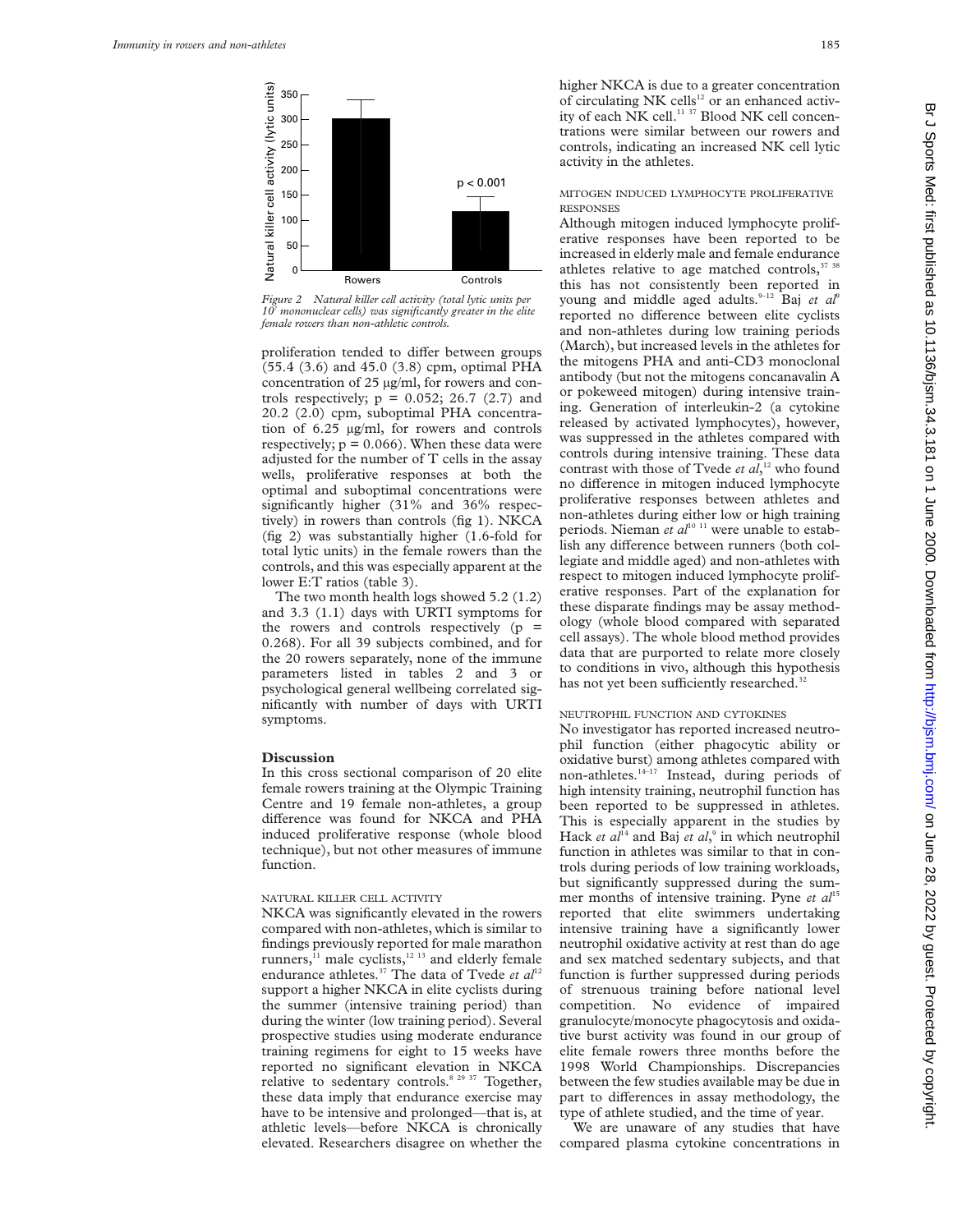Figure 2 Natural killer cell activity (total lytic units per $10^7$ mononuclear cells) was significantly greater in the elite female rowers than non-athletic controls.

proliferation tended to differ between groups (55.4 (3.6) and 45.0 (3.8) cpm, optimal PHA concentration of 25 μg/ml, for rowers and controls respectively; $p = 0.052$; 26.7 (2.7) and 20.2 (2.0) cpm, suboptimal PHA concentration of 6.25 μg/ml, for rowers and controls respectively; $p = 0.066$). When these data were adjusted for the number of T cells in the assay wells, proliferative responses at both the optimal and suboptimal concentrations were significantly higher (31% and 36% respectively) in rowers than controls (fig 1). NKCA (fig 2) was substantially higher (1.6-fold for total lytic units) in the female rowers than the controls, and this was especially apparent at the lower E:T ratios (table 3).

The two month health logs showed 5.2 (1.2) and 3.3 (1.1) days with URTI symptoms for the rowers and controls respectively ($p = 0.268$). For all 39 subjects combined, and for the 20 rowers separately, none of the immune parameters listed in tables 2 and 3 or psychological general wellbeing correlated significantly with number of days with URTI symptoms.

## Discussion

In this cross sectional comparison of 20 elite female rowers training at the Olympic Training Centre and 19 female non-athletes, a group difference was found for NKCA and PHA induced proliferative response (whole blood technique), but not other measures of immune function.

### NATURAL KILLER CELL ACTIVITY

NKCA was significantly elevated in the rowers compared with non-athletes, which is similar to findings previously reported for male marathon runners,[11] male cyclists,[12 13] and elderly female endurance athletes.[37] The data of Tvede *et al*[12] support a higher NKCA in elite cyclists during the summer (intensive training period) than during the winter (low training period). Several prospective studies using moderate endurance training regimens for eight to 15 weeks have reported no significant elevation in NKCA relative to sedentary controls.[8 29 37] Together, these data imply that endurance exercise may have to be intensive and prolonged—that is, at athletic levels—before NKCA is chronically elevated. Researchers disagree on whether the higher NKCA is due to a greater concentration of circulating NK cells[12] or an enhanced activity of each NK cell.[11 37] Blood NK cell concentrations were similar between our rowers and controls, indicating an increased NK cell lytic activity in the athletes.

### MITOGEN INDUCED LYMPHOCYTE PROLIFERATIVE RESPONSES

Although mitogen induced lymphocyte proliferative responses have been reported to be increased in elderly male and female endurance athletes relative to age matched controls,[37 38] this has not consistently been reported in young and middle aged adults.[9–12] Baj *et al*[9] reported no difference between elite cyclists and non-athletes during low training periods (March), but increased levels in the athletes for the mitogens PHA and anti-CD3 monoclonal antibody (but not the mitogens concanavalin A or pokeweed mitogen) during intensive training. Generation of interleukin-2 (a cytokine released by activated lymphocytes), however, was suppressed in the athletes compared with controls during intensive training. These data contrast with those of Tvede *et al*,[12] who found no difference in mitogen induced lymphocyte proliferative responses between athletes and non-athletes during either low or high training periods. Nieman *et al*[10 11] were unable to establish any difference between runners (both collegiate and middle aged) and non-athletes with respect to mitogen induced lymphocyte proliferative responses. Part of the explanation for these disparate findings may be assay methodology (whole blood compared with separated cell assays). The whole blood method provides data that are purported to relate more closely to conditions in vivo, although this hypothesis has not yet been sufficiently researched.[32]

### NEUTROPHIL FUNCTION AND CYTOKINES

No investigator has reported increased neutrophil function (either phagocytic ability or oxidative burst) among athletes compared with non-athletes.[14–17] Instead, during periods of high intensity training, neutrophil function has been reported to be suppressed in athletes. This is especially apparent in the studies by Hack *et al*[14] and Baj *et al*,[9] in which neutrophil function in athletes was similar to that in controls during periods of low training workloads, but significantly suppressed during the summer months of intensive training. Pyne *et al*[15] reported that elite swimmers undertaking intensive training have a significantly lower neutrophil oxidative activity at rest than do age and sex matched sedentary subjects, and that function is further suppressed during periods of strenuous training before national level competition. No evidence of impaired granulocyte/monocyte phagocytosis and oxidative burst activity was found in our group of elite female rowers three months before the 1998 World Championships. Discrepancies between the few studies available may be due in part to differences in assay methodology, the type of athlete studied, and the time of year.

We are unaware of any studies that have compared plasma cytokine concentrations in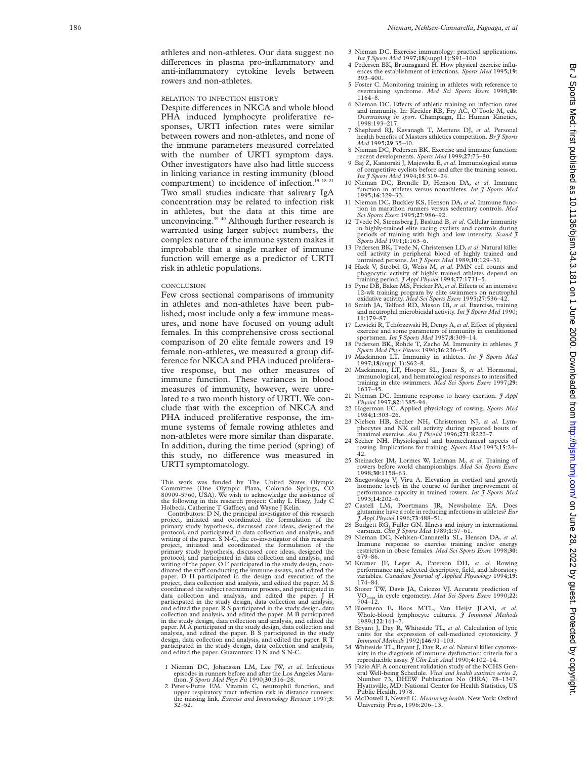athletes and non-athletes. Our data suggest no differences in plasma pro-inflammatory and anti-inflammatory cytokine levels between rowers and non-athletes.

### RELATION TO INFECTION HISTORY

Despite differences in NKCA and whole blood PHA induced lymphocyte proliferative responses, URTI infection rates were similar between rowers and non-athletes, and none of the immune parameters measured correlated with the number of URTI symptom days. Other investigators have also had little success in linking variance in resting immunity (blood compartment) to incidence of infection.[15 18–21] Two small studies indicate that salivary IgA concentration may be related to infection risk in athletes, but the data at this time are unconvincing.[39 40] Although further research is warranted using larger subject numbers, the complex nature of the immune system makes it improbable that a single marker of immune function will emerge as a predictor of URTI risk in athletic populations.

### CONCLUSION

Few cross sectional comparisons of immunity in athletes and non-athletes have been published; most include only a few immune measures, and none have focused on young adult females. In this comprehensive cross sectional comparison of 20 elite female rowers and 19 female non-athletes, we measured a group difference for NKCA and PHA induced proliferative response, but no other measures of immune function. These variances in blood measures of immunity, however, were unrelated to a two month history of URTI. We conclude that with the exception of NKCA and PHA induced proliferative response, the immune systems of female rowing athletes and non-athletes were more similar than disparate. In addition, during the time period (spring) of this study, no difference was measured in URTI symptomatology.

This work was funded by The United States Olympic Committee (One Olympic Plaza, Colorado Springs, CO 80909-5760, USA). We wish to acknowledge the assistance of the following in this research project: Cathy L Hisey, Judy C Holbeck, Catherine T Gaffney, and Wayne J Kelin.

Contributors: D N, the principal investigator of this research project, initiated and coordinated the formulation of the primary study hypothesis, discussed core ideas, designed the protocol, and participated in data collection and analysis, and writing of the paper. S N-C, the co-investigator of this research project, initiated and coordinated the formulation of the primary study hypothesis, discussed core ideas, designed the protocol, and participated in data collection and analysis, and writing of the paper. O F participated in the study design, coordinated the staff conducting the immune assays, and edited the paper. D H participated in the design and execution of the project, data collection and analysis, and edited the paper. M S coordinated the subject recruitment process, and participated in data collection and analysis, and edited the paper. J H participated in the study design, data collection and analysis, and edited the paper. R S participated in the study design, data collection and analysis, and edited the paper. M B participated in the study design, data collection and analysis, and edited the paper. M A participated in the study design, data collection and analysis, and edited the paper. B S participated in the study design, data collection and analysis, and edited the paper. R T participated in the study design, data collection and analysis, and edited the paper. Guarantors: D N and S N-C.

1. Nieman DC, Johanssen LM, Lee JW, *et al*. Infectious episodes in runners before and after the Los Angeles Marathon. *J Sports Med Phys Fit* 1990;**30**:316–28.
2. Peters-Futre EM. Vitamin C, neutrophil function, and upper respiratory tract infection risk in distance runners: the missing link. *Exercise and Immunology Reviews* 1997;**3**: 32–52.
3. Nieman DC. Exercise immunology: practical applications. *Int J Sports Med* 1997;**18**(suppl 1):S91–100.
4. Pedersen BK, Bruunsgaard H. How physical exercise influences the establishment of infections. *Sports Med* 1995;**19**: 393–400.
5. Foster C. Monitoring training in athletes with reference to overtraining syndrome. *Med Sci Sports Exerc* 1998;**30**: 1164–8.
6. Nieman DC. Effects of athletic training on infection rates and immunity. In: Kreider RB, Fry AC, O'Toole M, eds. *Overtraining in sport*. Champaign, IL: Human Kinetics, 1998:193–217.
7. Shephard RJ, Kavanagh T, Mertens DJ, *et al*. Personal health benefits of Masters athletics competition. *Br J Sports Med* 1995;**29**:35–40.
8. Nieman DC, Pedersen BK. Exercise and immune function: recent developments. *Sports Med* 1999;**27**:73–80.
9. Baj Z, Kantorski J, Majewska E, *et al*. Immunological status of competitive cyclists before and after the training season. *Int J Sports Med* 1994;**15**:319–24.
10. Nieman DC, Brendle D, Henson DA, *et al*. Immune function in athletes versus nonathletes. *Int J Sports Med* 1995;**16**:329–33.
11. Nieman DC, Buckley KS, Henson DA, *et al*. Immune function in marathon runners versus sedentary controls. *Med Sci Sports Exerc* 1995;**27**:986–92.
12. Tvede N, Steensberg J, Baslund B, *et al*. Cellular immunity in highly-trained elite racing cyclists and controls during periods of training with high and low intensity. *Scand J Sports Med* 1991;**1**:163–6.
13. Pedersen BK, Tvede N, Christensen LD, *et al*. Natural killer cell activity in peripheral blood of highly trained and untrained persons. *Int J Sports Med* 1989;**10**:129–31.
14. Hack V, Strobel G, Weiss M, *et al*. PMN cell counts and phagocytic activity of highly trained athletes depend on training period. *J Appl Physiol* 1994;**77**:1731–5.
15. Pyne DB, Baker MS, Fricker PA, *et al*. Effects of an intensive 12-wk training program by elite swimmers on neutrophil oxidative activity. *Med Sci Sports Exerc* 1995;**27**:536–42.
16. Smith JA, Telford RD, Mason IB, *et al*. Exercise, training and neutrophil microbicidal activity. *Int J Sports Med* 1990; **11**:179–87.
17. Lewicki R, Tchórzewski H, Denys A, *et al*. Effect of physical exercise and some parameters of immunity in conditioned sportsmen. *Int J Sports Med* 1987;**8**:309–14.
18. Pedersen BK, Rohde T, Zacho M. Immunity in athletes. *J Sports Med Phys Fitness* 1996;**36**:236–45.
19. Mackinnon LT. Immunity in athletes. *Int J Sports Med* 1997;**18**(suppl 1):S62–8.
20. Mackinnon, LT, Hooper SL, Jones S, *et al*. Hormonal, immunological, and hematological responses to intensified training in elite swimmers. *Med Sci Sports Exerc* 1997;**29**: 1637–45.
21. Nieman DC. Immune response to heavy exertion. *J Appl Physiol* 1997;**82**:1385–94.
22. Hagerman FC. Applied physiology of rowing. *Sports Med* 1984;**1**:303–26.
23. Nielsen HB, Secher NH, Christensen NJ, *et al*. Lymphocytes and NK cell activity during repeated bouts of maximal exercise. *Am J Physiol* 1996;**271**:R222–7.
24. Secher NH. Physiological and biomechanical aspects of rowing. Implications for training. *Sports Med* 1993;**15**:24–42.
25. Steinacker JM, Lormes W, Lehman M, *et al*. Training of rowers before world championships. *Med Sci Sports Exerc* 1998;**30**:1158–63.
26. Snegovskaya V, Viru A. Elevation in cortisol and growth hormone levels in the course of further improvement of performance capacity in trained rowers. *Int J Sports Med* 1993;**14**:202–6.
27. Castell LM, Poortmans JR, Newsholme EA. Does glutamine have a role in reducing infections in athletes? *Eur J Appl Physiol* 1996;**73**:488–51.
28. Budgett RG, Fuller GN. Illness and injury in international oarsmen. *Clin J Sports Med* 1989;**1**:57–61.
29. Nieman DC, Nehlsen-Cannarella SL, Henson DA, *et al*. Immune response to exercise training and/or energy restriction in obese females. *Med Sci Sports Exerc* 1998;**30**: 679–86.
30. Kramer JF, Leger A, Paterson DH, *et al*. Rowing performance and selected descriptive, field, and laboratory variables. *Canadian Journal of Applied Physiology* 1994;**19**: 174–84.
31. Storer TW, Davis JA, Caiozzo VJ. Accurate prediction of $VO_{2max}$ in cycle ergometry. *Med Sci Sports Exerc* 1990;**22**: 704–12.
32. Bloemena E, Roos MTL, Van Heijst JLAM, *et al*. Whole-blood lymphocyte cultures. *J Immunol Methods* 1989;**122**:161–7.
33. Bryant J, Day R, Whiteside TL, *et al*. Calculation of lytic units for the expression of cell-mediated cytotoxicity. *J Immunol Methods* 1992;**146**:91–103.
34. Whiteside TL, Bryant J, Day R, *et al*. Natural killer cytotoxicity in the diagnosis of immune dysfunction: criteria for a reproducible assay. *J Clin Lab Anal* 1990;**4**:102–14.
35. Fazio AF. A concurrent validation study of the NCHS General Well-being Schedule. *Vital and health statistics series 2*, Number 73, DHEW Publication No (HRA) 78–1347. Hyattsville, MD: National Center for Health Statistics, US Public Health, 1978.
36. McDowell I, Newell C. *Measuring health*. New York: Oxford University Press, 1996:206–13.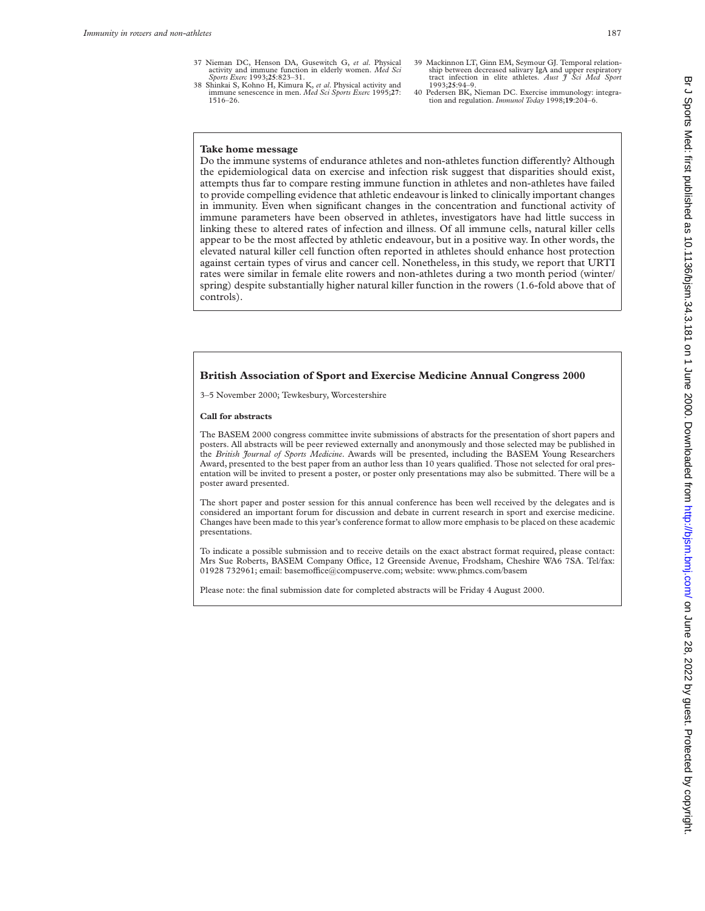37 Nieman DC, Henson DA, Gusewitch G, *et al*. Physical activity and immune function in elderly women. *Med Sci Sports Exerc* 1993;**25**:823–31.

38 Shinkai S, Kohno H, Kimura K, *et al*. Physical activity and immune senescence in men. *Med Sci Sports Exerc* 1995;**27**:1516–26.

39 Mackinnon LT, Ginn EM, Seymour GJ. Temporal relationship between decreased salivary IgA and upper respiratory tract infection in elite athletes. *Aust J Sci Med Sport* 1993;**25**:94–9.

40 Pedersen BK, Nieman DC. Exercise immunology: integration and regulation. *Immunol Today* 1998;**19**:204–6.

**Take home message**

Do the immune systems of endurance athletes and non-athletes function differently? Although the epidemiological data on exercise and infection risk suggest that disparities should exist, attempts thus far to compare resting immune function in athletes and non-athletes have failed to provide compelling evidence that athletic endeavour is linked to clinically important changes in immunity. Even when significant changes in the concentration and functional activity of immune parameters have been observed in athletes, investigators have had little success in linking these to altered rates of infection and illness. Of all immune cells, natural killer cells appear to be the most affected by athletic endeavour, but in a positive way. In other words, the elevated natural killer cell function often reported in athletes should enhance host protection against certain types of virus and cancer cell. Nonetheless, in this study, we report that URTI rates were similar in female elite rowers and non-athletes during a two month period (winter/spring) despite substantially higher natural killer function in the rowers (1.6-fold above that of controls).

## British Association of Sport and Exercise Medicine Annual Congress 2000

3–5 November 2000; Tewkesbury, Worcestershire

**Call for abstracts**

The BASEM 2000 congress committee invite submissions of abstracts for the presentation of short papers and posters. All abstracts will be peer reviewed externally and anonymously and those selected may be published in the *British Journal of Sports Medicine*. Awards will be presented, including the BASEM Young Researchers Award, presented to the best paper from an author less than 10 years qualified. Those not selected for oral presentation will be invited to present a poster, or poster only presentations may also be submitted. There will be a poster award presented.

The short paper and poster session for this annual conference has been well received by the delegates and is considered an important forum for discussion and debate in current research in sport and exercise medicine. Changes have been made to this year's conference format to allow more emphasis to be placed on these academic presentations.

To indicate a possible submission and to receive details on the exact abstract format required, please contact: Mrs Sue Roberts, BASEM Company Office, 12 Greenside Avenue, Frodsham, Cheshire WA6 7SA. Tel/fax: 01928 732961; email: basemoffice@compuserve.com; website: www.phmcs.com/basem

Please note: the final submission date for completed abstracts will be Friday 4 August 2000.